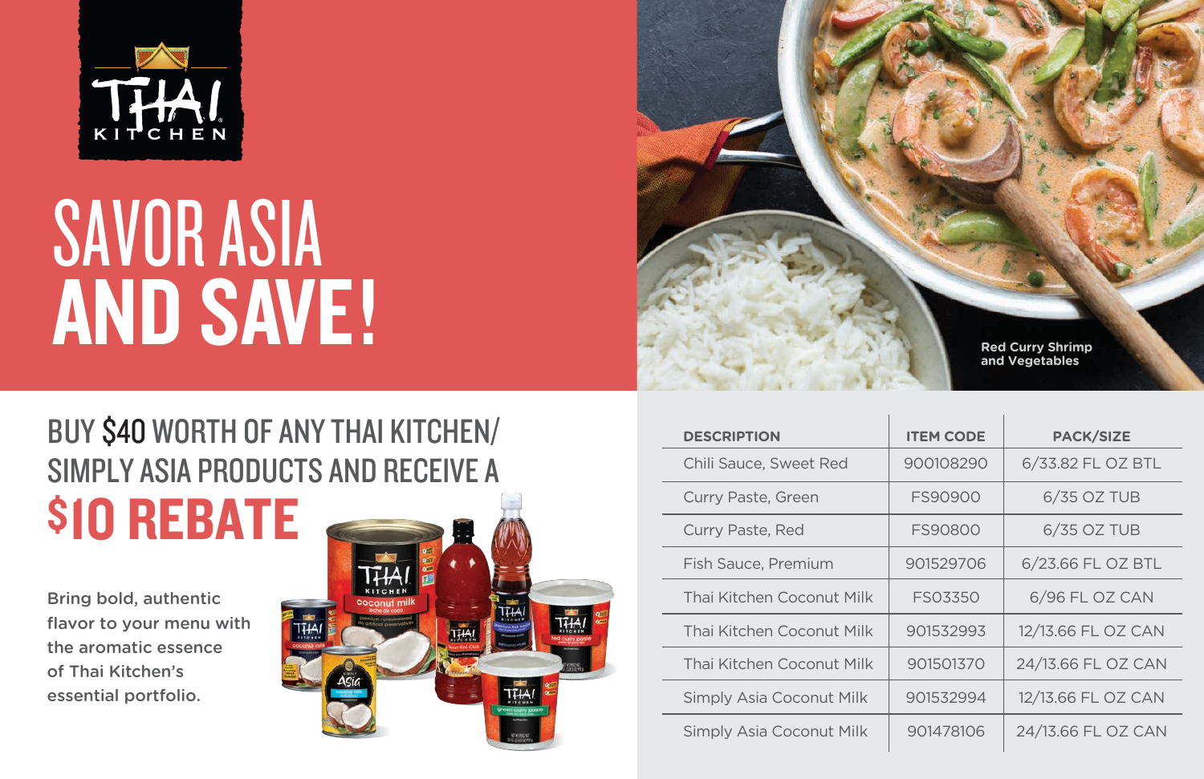# SAVOR ASIA AND SAVE!

Red Curry Shrimp and Vegetables

## BUY $40 WORTH OF ANY THAI KITCHEN/ SIMPLY ASIA PRODUCTS AND RECEIVE A $10 REBATE

Bring bold, authentic flavor to your menu with the aromatic essence of Thai Kitchen's essential portfolio.

| DESCRIPTION | ITEM CODE | PACK/SIZE |
| --- | --- | --- |
| Chili Sauce, Sweet Red | 900108290 | 6/33.82 FL OZ BTL |
| Curry Paste, Green | FS90900 | 6/35 OZ TUB |
| Curry Paste, Red | FS90800 | 6/35 OZ TUB |
| Fish Sauce, Premium | 901529706 | 6/23.66 FL OZ BTL |
| Thai Kitchen Coconut Milk | FS03350 | 6/96 FL OZ CAN |
| Thai Kitchen Coconut Milk | 901532993 | 12/13.66 FL OZ CAN |
| Thai Kitchen Coconut Milk | 901501370 | 24/13.66 FL OZ CAN |
| Simply Asia Coconut Milk | 901532994 | 12/13.66 FL OZ CAN |
| Simply Asia Coconut Milk | 901478106 | 24/13.66 FL OZ CAN |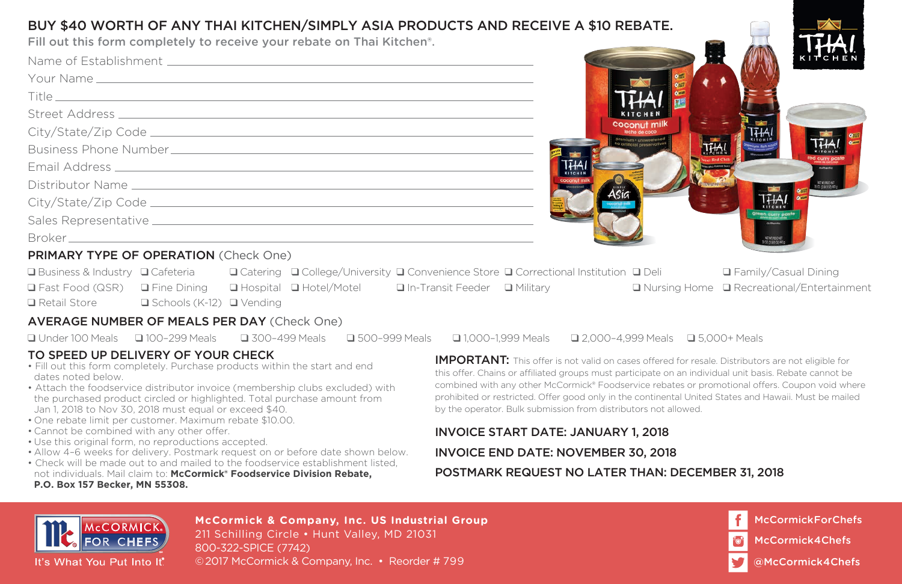## BUY $40 WORTH OF ANY THAI KITCHEN/SIMPLY ASIA PRODUCTS AND RECEIVE A $10 REBATE.

Fill out this form completely to receive your rebate on Thai Kitchen®.

Name of Establishment ______________________________

Your Name ______________________________

Title ______________________________

Street Address ______________________________

City/State/Zip Code ______________________________

Business Phone Number ______________________________

Email Address ______________________________

Distributor Name ______________________________

City/State/Zip Code ______________________________

Sales Representative ______________________________

Broker ______________________________

### PRIMARY TYPE OF OPERATION (Check One)

❑ Business & Industry ❑ Cafeteria ❑ Catering ❑ College/University ❑ Convenience Store ❑ Correctional Institution ❑ Deli ❑ Family/Casual Dining
❑ Fast Food (QSR) ❑ Fine Dining ❑ Hospital ❑ Hotel/Motel ❑ In-Transit Feeder ❑ Military ❑ Nursing Home ❑ Recreational/Entertainment
❑ Retail Store ❑ Schools (K-12) ❑ Vending

### AVERAGE NUMBER OF MEALS PER DAY (Check One)

❑ Under 100 Meals ❑ 100–299 Meals ❑ 300–499 Meals ❑ 500–999 Meals ❑ 1,000–1,999 Meals ❑ 2,000–4,999 Meals ❑ 5,000+ Meals

### TO SPEED UP DELIVERY OF YOUR CHECK

- Fill out this form completely. Purchase products within the start and end dates noted below.
- Attach the foodservice distributor invoice (membership clubs excluded) with the purchased product circled or highlighted. Total purchase amount from Jan 1, 2018 to Nov 30, 2018 must equal or exceed $40.
- One rebate limit per customer. Maximum rebate $10.00.
- Cannot be combined with any other offer.
- Use this original form, no reproductions accepted.
- Allow 4–6 weeks for delivery. Postmark request on or before date shown below.
- Check will be made out to and mailed to the foodservice establishment listed, not individuals. Mail claim to: **McCormick® Foodservice Division Rebate, P.O. Box 157 Becker, MN 55308.**

**IMPORTANT:** This offer is not valid on cases offered for resale. Distributors are not eligible for this offer. Chains or affiliated groups must participate on an individual unit basis. Rebate cannot be combined with any other McCormick® Foodservice rebates or promotional offers. Coupon void where prohibited or restricted. Offer good only in the continental United States and Hawaii. Must be mailed by the operator. Bulk submission from distributors not allowed.

**INVOICE START DATE: JANUARY 1, 2018**

**INVOICE END DATE: NOVEMBER 30, 2018**

**POSTMARK REQUEST NO LATER THAN: DECEMBER 31, 2018**

McCormick® FOR CHEFS — It's What You Put Into It®

**McCormick & Company, Inc. US Industrial Group**
211 Schilling Circle • Hunt Valley, MD 21031
800-322-SPICE (7742)
©2017 McCormick & Company, Inc. • Reorder # 799

McCormickForChefs
McCormick4Chefs
@McCormick4Chefs